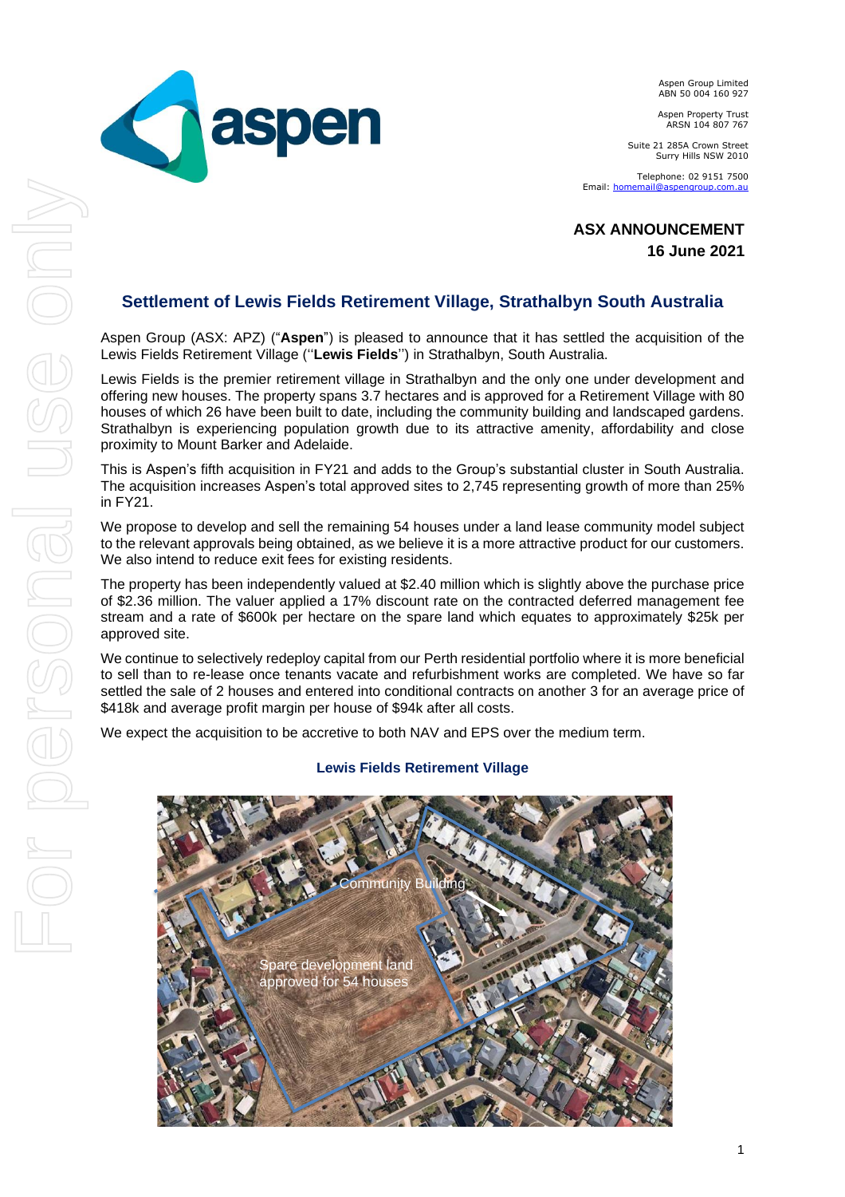Aspen Group Limited
ABN 50 004 160 927

Aspen Property Trust
ARSN 104 807 767

Suite 21 285A Crown Street
Surry Hills NSW 2010

Telephone: 02 9151 7500
Email: homemail@aspengroup.com.au

**ASX ANNOUNCEMENT**
**16 June 2021**

## Settlement of Lewis Fields Retirement Village, Strathalbyn South Australia

Aspen Group (ASX: APZ) ("**Aspen**") is pleased to announce that it has settled the acquisition of the Lewis Fields Retirement Village ("**Lewis Fields**") in Strathalbyn, South Australia.

Lewis Fields is the premier retirement village in Strathalbyn and the only one under development and offering new houses. The property spans 3.7 hectares and is approved for a Retirement Village with 80 houses of which 26 have been built to date, including the community building and landscaped gardens. Strathalbyn is experiencing population growth due to its attractive amenity, affordability and close proximity to Mount Barker and Adelaide.

This is Aspen's fifth acquisition in FY21 and adds to the Group's substantial cluster in South Australia. The acquisition increases Aspen's total approved sites to 2,745 representing growth of more than 25% in FY21.

We propose to develop and sell the remaining 54 houses under a land lease community model subject to the relevant approvals being obtained, as we believe it is a more attractive product for our customers. We also intend to reduce exit fees for existing residents.

The property has been independently valued at $2.40 million which is slightly above the purchase price of $2.36 million. The valuer applied a 17% discount rate on the contracted deferred management fee stream and a rate of $600k per hectare on the spare land which equates to approximately $25k per approved site.

We continue to selectively redeploy capital from our Perth residential portfolio where it is more beneficial to sell than to re-lease once tenants vacate and refurbishment works are completed. We have so far settled the sale of 2 houses and entered into conditional contracts on another 3 for an average price of $418k and average profit margin per house of $94k after all costs.

We expect the acquisition to be accretive to both NAV and EPS over the medium term.

### Lewis Fields Retirement Village

Community Building

Spare development land approved for 54 houses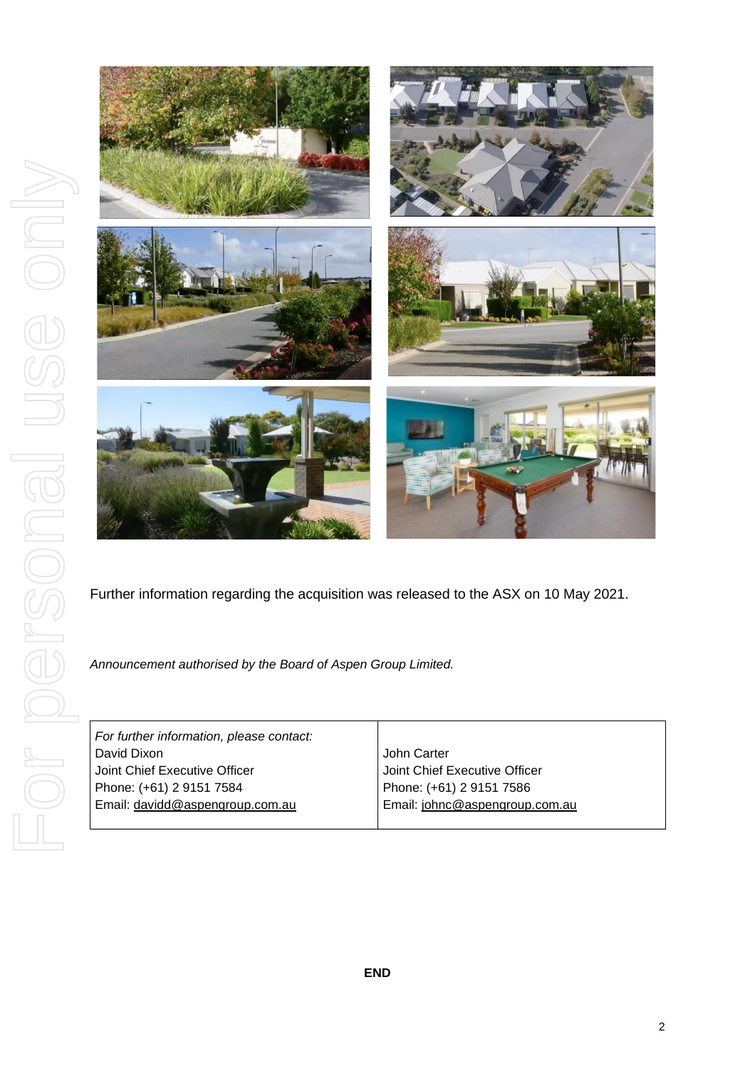Further information regarding the acquisition was released to the ASX on 10 May 2021.

*Announcement authorised by the Board of Aspen Group Limited.*

| *For further information, please contact:* | |
|---|---|
| David Dixon | John Carter |
| Joint Chief Executive Officer | Joint Chief Executive Officer |
| Phone: (+61) 2 9151 7584 | Phone: (+61) 2 9151 7586 |
| Email: davidd@aspengroup.com.au | Email: johnc@aspengroup.com.au |

**END**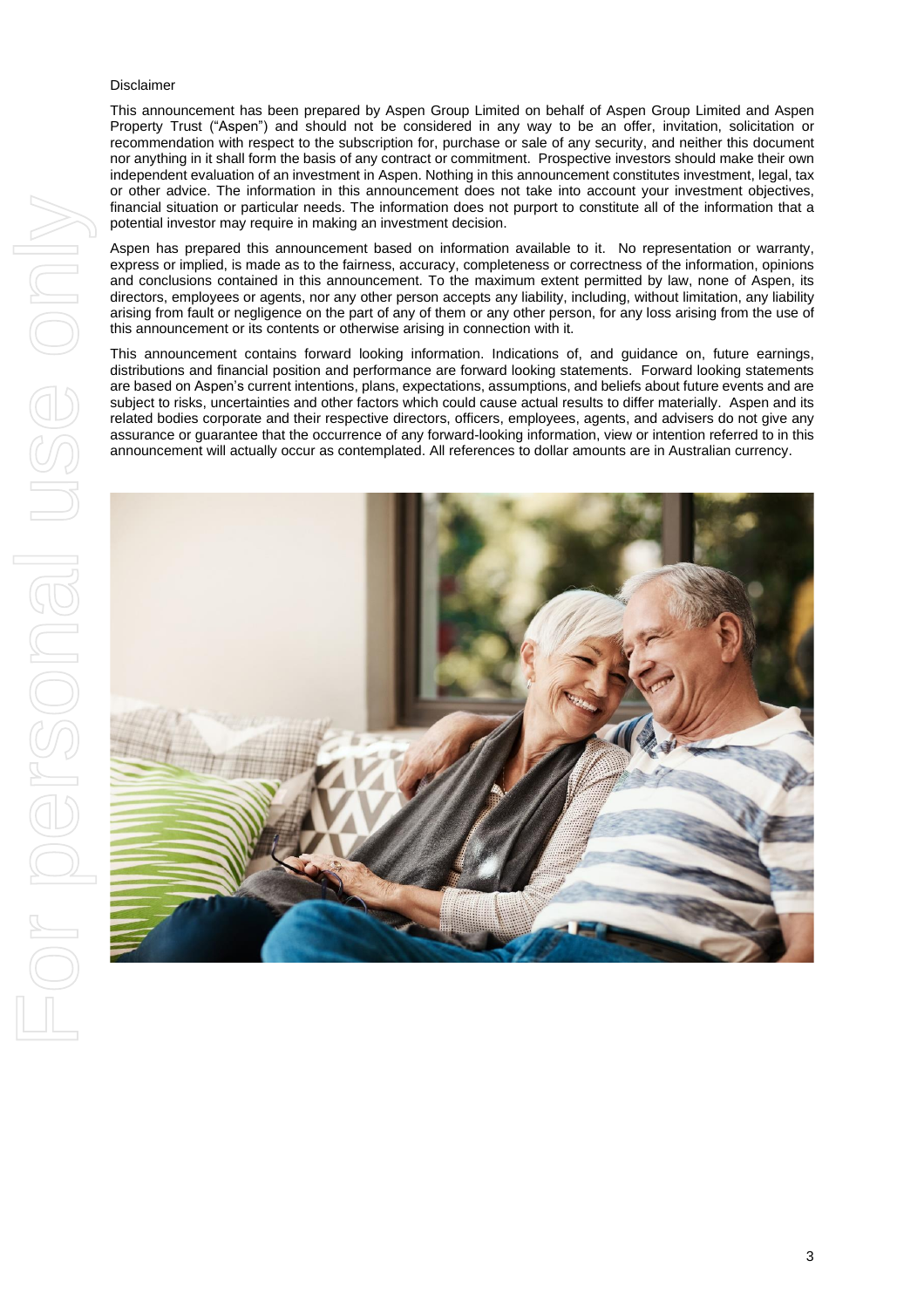Disclaimer

This announcement has been prepared by Aspen Group Limited on behalf of Aspen Group Limited and Aspen Property Trust ("Aspen") and should not be considered in any way to be an offer, invitation, solicitation or recommendation with respect to the subscription for, purchase or sale of any security, and neither this document nor anything in it shall form the basis of any contract or commitment. Prospective investors should make their own independent evaluation of an investment in Aspen. Nothing in this announcement constitutes investment, legal, tax or other advice. The information in this announcement does not take into account your investment objectives, financial situation or particular needs. The information does not purport to constitute all of the information that a potential investor may require in making an investment decision.

Aspen has prepared this announcement based on information available to it. No representation or warranty, express or implied, is made as to the fairness, accuracy, completeness or correctness of the information, opinions and conclusions contained in this announcement. To the maximum extent permitted by law, none of Aspen, its directors, employees or agents, nor any other person accepts any liability, including, without limitation, any liability arising from fault or negligence on the part of any of them or any other person, for any loss arising from the use of this announcement or its contents or otherwise arising in connection with it.

This announcement contains forward looking information. Indications of, and guidance on, future earnings, distributions and financial position and performance are forward looking statements. Forward looking statements are based on Aspen's current intentions, plans, expectations, assumptions, and beliefs about future events and are subject to risks, uncertainties and other factors which could cause actual results to differ materially. Aspen and its related bodies corporate and their respective directors, officers, employees, agents, and advisers do not give any assurance or guarantee that the occurrence of any forward-looking information, view or intention referred to in this announcement will actually occur as contemplated. All references to dollar amounts are in Australian currency.